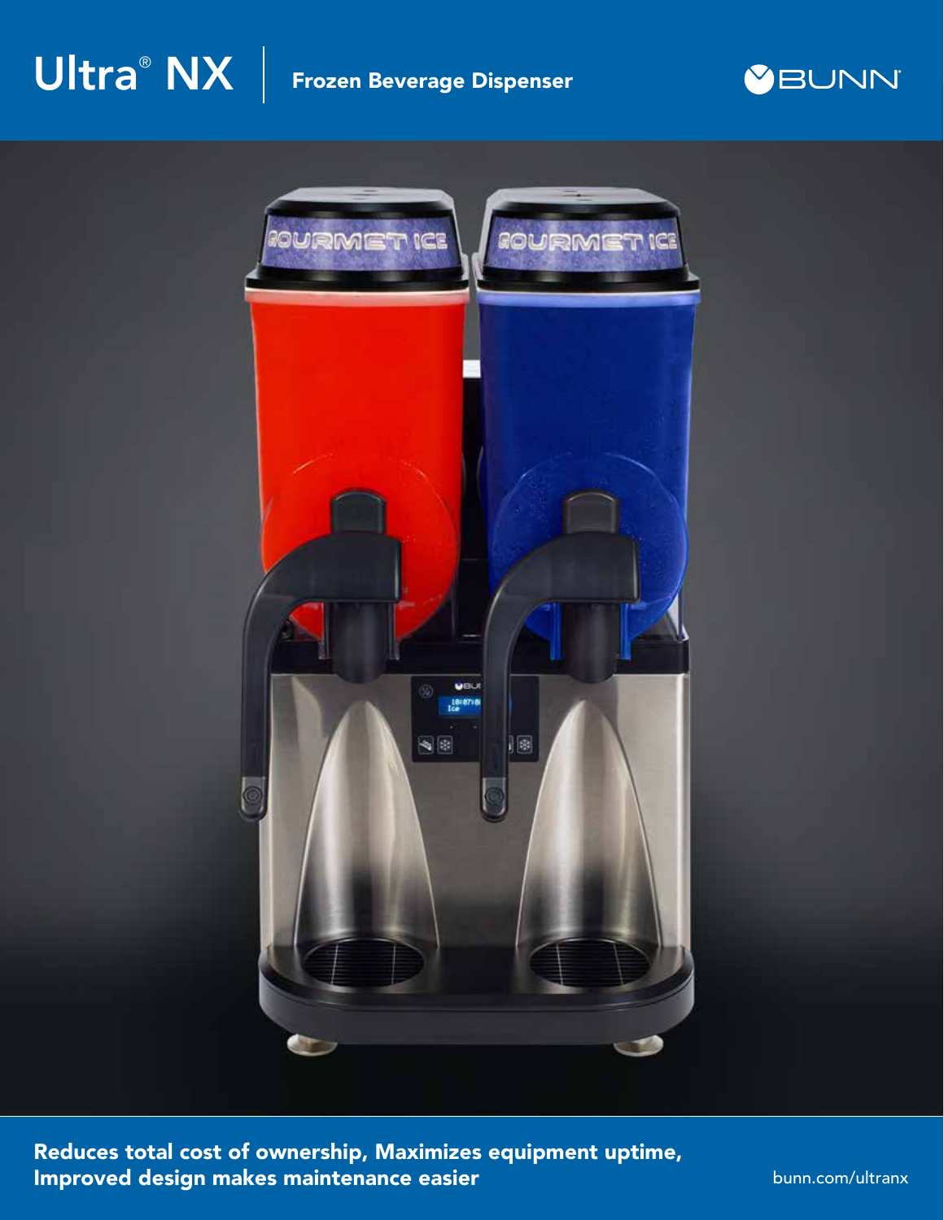# Ultra® NX | Frozen Beverage Dispenser

BUNN®

**Reduces total cost of ownership, Maximizes equipment uptime, Improved design makes maintenance easier**

bunn.com/ultranx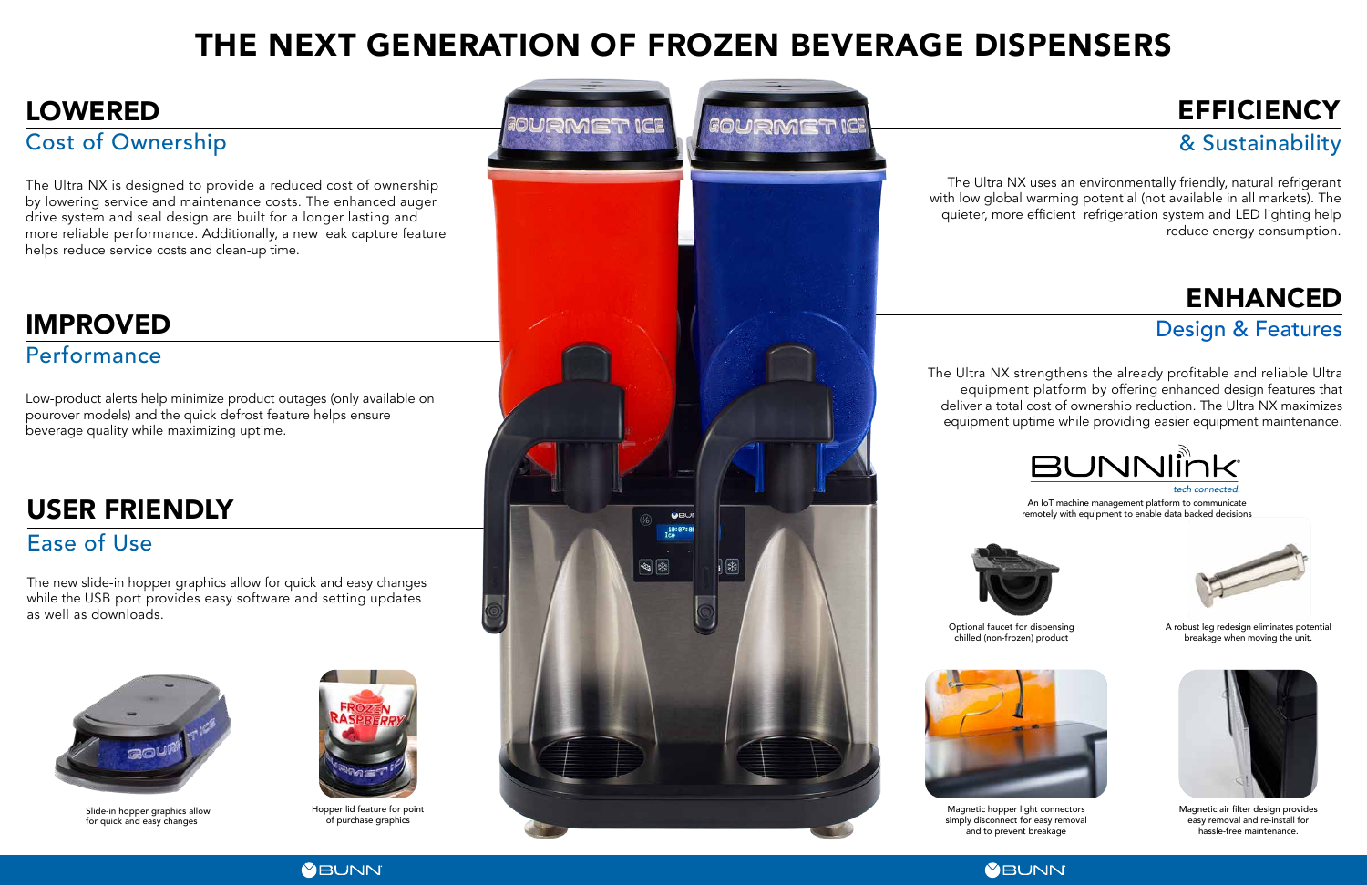# THE NEXT GENERATION OF FROZEN BEVERAGE DISPENSERS

## LOWERED
### Cost of Ownership

The Ultra NX is designed to provide a reduced cost of ownership by lowering service and maintenance costs. The enhanced auger drive system and seal design are built for a longer lasting and more reliable performance. Additionally, a new leak capture feature helps reduce service costs and clean-up time.

## IMPROVED
### Performance

Low-product alerts help minimize product outages (only available on pourover models) and the quick defrost feature helps ensure beverage quality while maximizing uptime.

## USER FRIENDLY
### Ease of Use

The new slide-in hopper graphics allow for quick and easy changes while the USB port provides easy software and setting updates as well as downloads.

Slide-in hopper graphics allow for quick and easy changes

Hopper lid feature for point of purchase graphics

## EFFICIENCY
### & Sustainability

The Ultra NX uses an environmentally friendly, natural refrigerant with low global warming potential (not available in all markets). The quieter, more efficient refrigeration system and LED lighting help reduce energy consumption.

## ENHANCED
### Design & Features

The Ultra NX strengthens the already profitable and reliable Ultra equipment platform by offering enhanced design features that deliver a total cost of ownership reduction. The Ultra NX maximizes equipment uptime while providing easier equipment maintenance.

BUNNlink
*tech connected.*

An IoT machine management platform to communicate remotely with equipment to enable data backed decisions

Optional faucet for dispensing chilled (non-frozen) product

A robust leg redesign eliminates potential breakage when moving the unit.

Magnetic hopper light connectors simply disconnect for easy removal and to prevent breakage

Magnetic air filter design provides easy removal and re-install for hassle-free maintenance.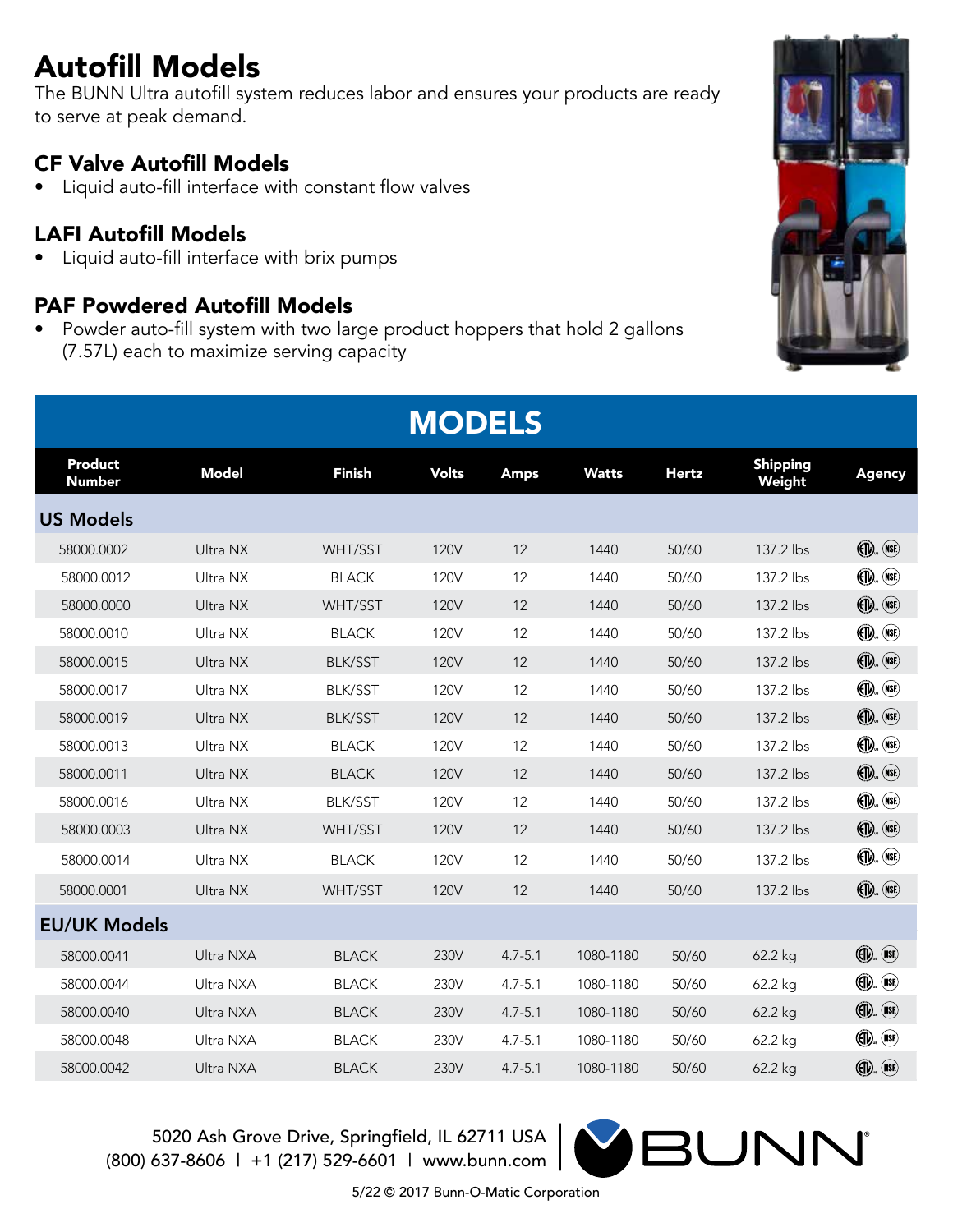# Autofill Models

The BUNN Ultra autofill system reduces labor and ensures your products are ready to serve at peak demand.

### CF Valve Autofill Models

- Liquid auto-fill interface with constant flow valves

### LAFI Autofill Models

- Liquid auto-fill interface with brix pumps

### PAF Powdered Autofill Models

- Powder auto-fill system with two large product hoppers that hold 2 gallons (7.57L) each to maximize serving capacity

## MODELS

| Product Number | Model | Finish | Volts | Amps | Watts | Hertz | Shipping Weight | Agency |
|---|---|---|---|---|---|---|---|---|
| **US Models** | | | | | | | | |
| 58000.0002 | Ultra NX | WHT/SST | 120V | 12 | 1440 | 50/60 | 137.2 lbs | ETL, NSF |
| 58000.0012 | Ultra NX | BLACK | 120V | 12 | 1440 | 50/60 | 137.2 lbs | ETL, NSF |
| 58000.0000 | Ultra NX | WHT/SST | 120V | 12 | 1440 | 50/60 | 137.2 lbs | ETL, NSF |
| 58000.0010 | Ultra NX | BLACK | 120V | 12 | 1440 | 50/60 | 137.2 lbs | ETL, NSF |
| 58000.0015 | Ultra NX | BLK/SST | 120V | 12 | 1440 | 50/60 | 137.2 lbs | ETL, NSF |
| 58000.0017 | Ultra NX | BLK/SST | 120V | 12 | 1440 | 50/60 | 137.2 lbs | ETL, NSF |
| 58000.0019 | Ultra NX | BLK/SST | 120V | 12 | 1440 | 50/60 | 137.2 lbs | ETL, NSF |
| 58000.0013 | Ultra NX | BLACK | 120V | 12 | 1440 | 50/60 | 137.2 lbs | ETL, NSF |
| 58000.0011 | Ultra NX | BLACK | 120V | 12 | 1440 | 50/60 | 137.2 lbs | ETL, NSF |
| 58000.0016 | Ultra NX | BLK/SST | 120V | 12 | 1440 | 50/60 | 137.2 lbs | ETL, NSF |
| 58000.0003 | Ultra NX | WHT/SST | 120V | 12 | 1440 | 50/60 | 137.2 lbs | ETL, NSF |
| 58000.0014 | Ultra NX | BLACK | 120V | 12 | 1440 | 50/60 | 137.2 lbs | ETL, NSF |
| 58000.0001 | Ultra NX | WHT/SST | 120V | 12 | 1440 | 50/60 | 137.2 lbs | ETL, NSF |
| **EU/UK Models** | | | | | | | | |
| 58000.0041 | Ultra NXA | BLACK | 230V | 4.7-5.1 | 1080-1180 | 50/60 | 62.2 kg | ETL, NSF |
| 58000.0044 | Ultra NXA | BLACK | 230V | 4.7-5.1 | 1080-1180 | 50/60 | 62.2 kg | ETL, NSF |
| 58000.0040 | Ultra NXA | BLACK | 230V | 4.7-5.1 | 1080-1180 | 50/60 | 62.2 kg | ETL, NSF |
| 58000.0048 | Ultra NXA | BLACK | 230V | 4.7-5.1 | 1080-1180 | 50/60 | 62.2 kg | ETL, NSF |
| 58000.0042 | Ultra NXA | BLACK | 230V | 4.7-5.1 | 1080-1180 | 50/60 | 62.2 kg | ETL, NSF |

5020 Ash Grove Drive, Springfield, IL 62711 USA
(800) 637-8606 | +1 (217) 529-6601 | www.bunn.com

BUNN®

5/22 © 2017 Bunn-O-Matic Corporation